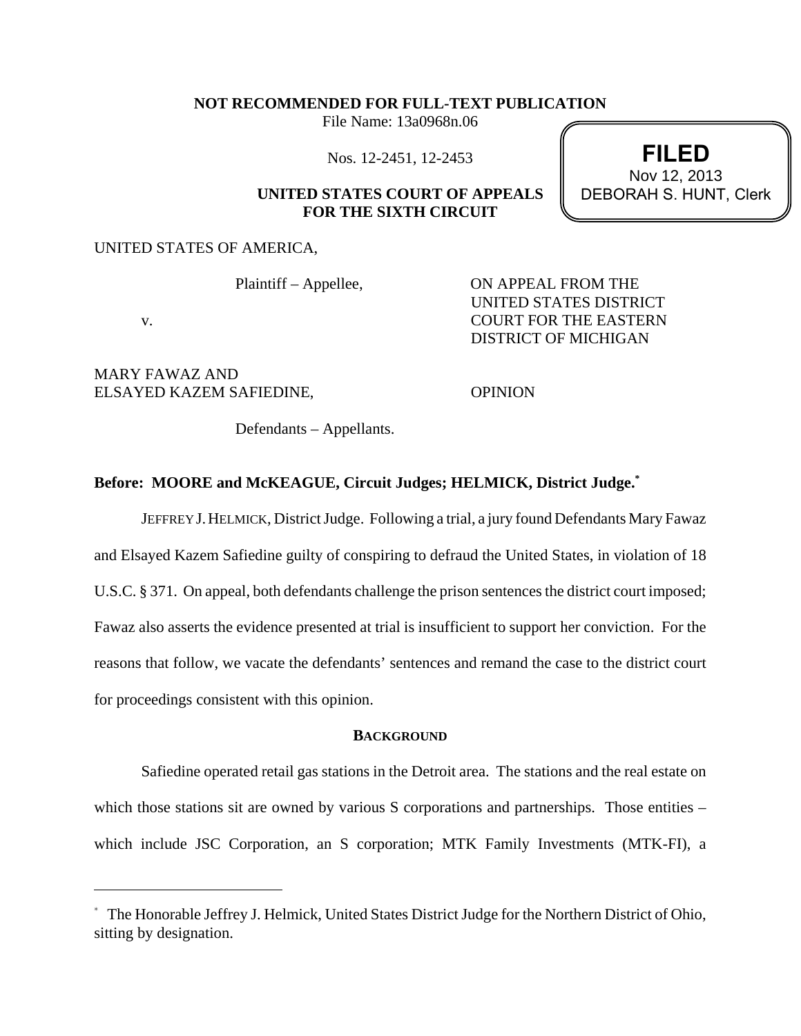**NOT RECOMMENDED FOR FULL-TEXT PUBLICATION**

File Name: 13a0968n.06

Nos. 12-2451, 12-2453

**FILED**
Nov 12, 2013
DEBORAH S. HUNT, Clerk

**UNITED STATES COURT OF APPEALS FOR THE SIXTH CIRCUIT**

UNITED STATES OF AMERICA,

Plaintiff – Appellee,

v.

MARY FAWAZ AND ELSAYED KAZEM SAFIEDINE,

Defendants – Appellants.

ON APPEAL FROM THE UNITED STATES DISTRICT COURT FOR THE EASTERN DISTRICT OF MICHIGAN

OPINION

**Before: MOORE and McKEAGUE, Circuit Judges; HELMICK, District Judge.***

JEFFREY J. HELMICK, District Judge. Following a trial, a jury found Defendants Mary Fawaz and Elsayed Kazem Safiedine guilty of conspiring to defraud the United States, in violation of 18 U.S.C. § 371. On appeal, both defendants challenge the prison sentences the district court imposed; Fawaz also asserts the evidence presented at trial is insufficient to support her conviction. For the reasons that follow, we vacate the defendants' sentences and remand the case to the district court for proceedings consistent with this opinion.

**BACKGROUND**

Safiedine operated retail gas stations in the Detroit area. The stations and the real estate on which those stations sit are owned by various S corporations and partnerships. Those entities – which include JSC Corporation, an S corporation; MTK Family Investments (MTK-FI), a

---

* The Honorable Jeffrey J. Helmick, United States District Judge for the Northern District of Ohio, sitting by designation.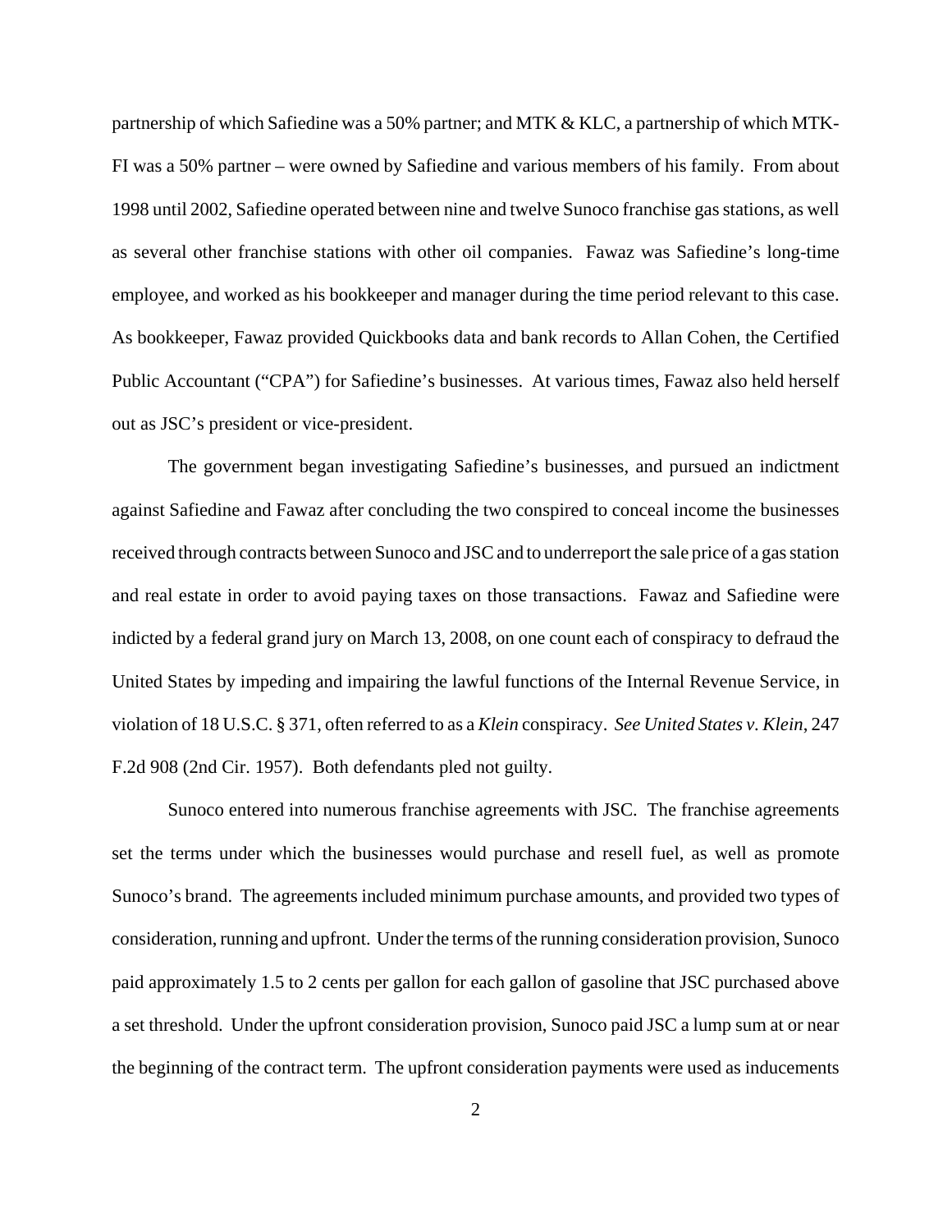partnership of which Safiedine was a 50% partner; and MTK & KLC, a partnership of which MTK-FI was a 50% partner – were owned by Safiedine and various members of his family. From about 1998 until 2002, Safiedine operated between nine and twelve Sunoco franchise gas stations, as well as several other franchise stations with other oil companies. Fawaz was Safiedine's long-time employee, and worked as his bookkeeper and manager during the time period relevant to this case. As bookkeeper, Fawaz provided Quickbooks data and bank records to Allan Cohen, the Certified Public Accountant ("CPA") for Safiedine's businesses. At various times, Fawaz also held herself out as JSC's president or vice-president.

The government began investigating Safiedine's businesses, and pursued an indictment against Safiedine and Fawaz after concluding the two conspired to conceal income the businesses received through contracts between Sunoco and JSC and to underreport the sale price of a gas station and real estate in order to avoid paying taxes on those transactions. Fawaz and Safiedine were indicted by a federal grand jury on March 13, 2008, on one count each of conspiracy to defraud the United States by impeding and impairing the lawful functions of the Internal Revenue Service, in violation of 18 U.S.C. § 371, often referred to as a *Klein* conspiracy. *See United States v. Klein*, 247 F.2d 908 (2nd Cir. 1957). Both defendants pled not guilty.

Sunoco entered into numerous franchise agreements with JSC. The franchise agreements set the terms under which the businesses would purchase and resell fuel, as well as promote Sunoco's brand. The agreements included minimum purchase amounts, and provided two types of consideration, running and upfront. Under the terms of the running consideration provision, Sunoco paid approximately 1.5 to 2 cents per gallon for each gallon of gasoline that JSC purchased above a set threshold. Under the upfront consideration provision, Sunoco paid JSC a lump sum at or near the beginning of the contract term. The upfront consideration payments were used as inducements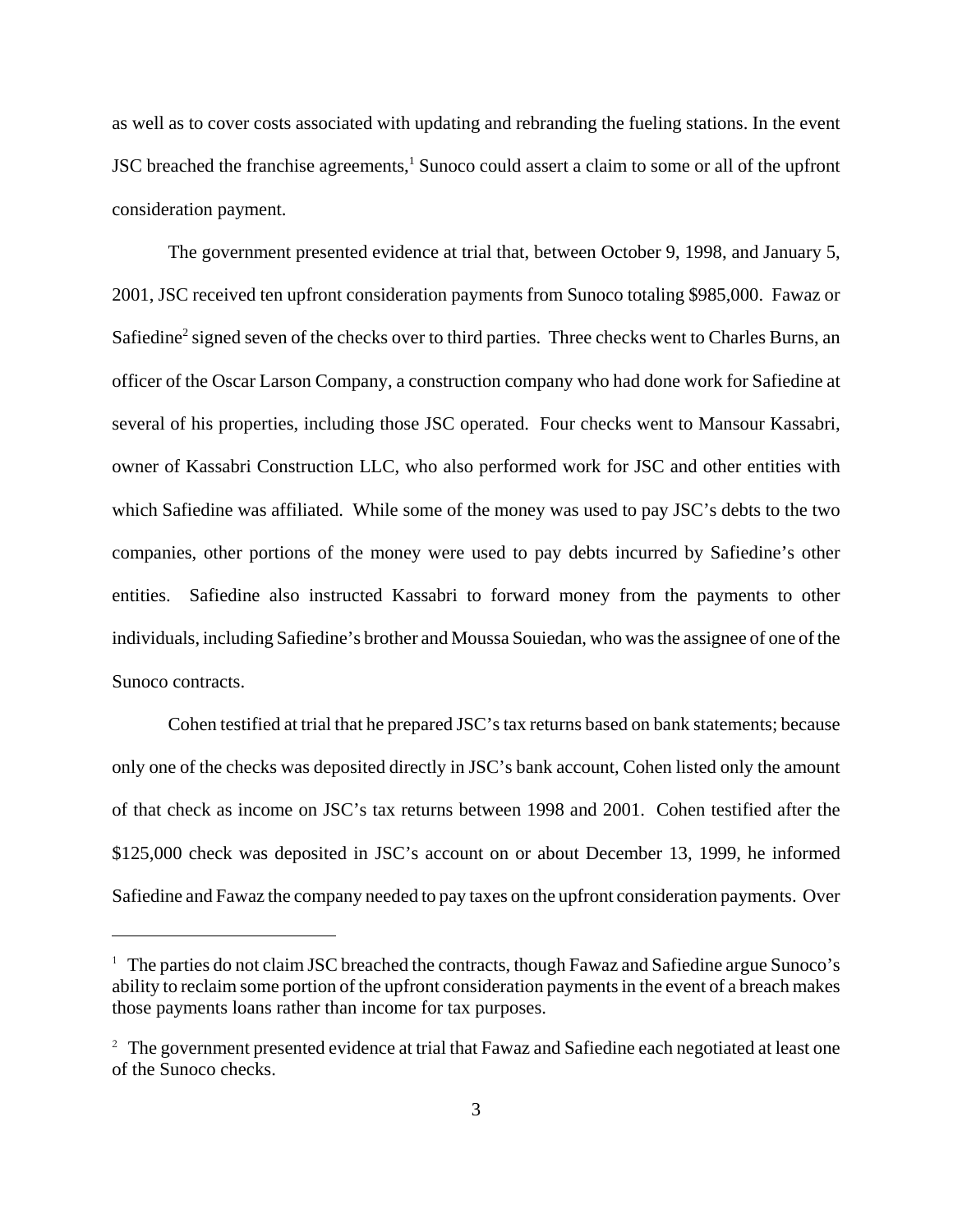as well as to cover costs associated with updating and rebranding the fueling stations. In the event JSC breached the franchise agreements,[1] Sunoco could assert a claim to some or all of the upfront consideration payment.

The government presented evidence at trial that, between October 9, 1998, and January 5, 2001, JSC received ten upfront consideration payments from Sunoco totaling $985,000. Fawaz or Safiedine[2] signed seven of the checks over to third parties. Three checks went to Charles Burns, an officer of the Oscar Larson Company, a construction company who had done work for Safiedine at several of his properties, including those JSC operated. Four checks went to Mansour Kassabri, owner of Kassabri Construction LLC, who also performed work for JSC and other entities with which Safiedine was affiliated. While some of the money was used to pay JSC's debts to the two companies, other portions of the money were used to pay debts incurred by Safiedine's other entities. Safiedine also instructed Kassabri to forward money from the payments to other individuals, including Safiedine's brother and Moussa Souiedan, who was the assignee of one of the Sunoco contracts.

Cohen testified at trial that he prepared JSC's tax returns based on bank statements; because only one of the checks was deposited directly in JSC's bank account, Cohen listed only the amount of that check as income on JSC's tax returns between 1998 and 2001. Cohen testified after the $125,000 check was deposited in JSC's account on or about December 13, 1999, he informed Safiedine and Fawaz the company needed to pay taxes on the upfront consideration payments. Over

---

[1] The parties do not claim JSC breached the contracts, though Fawaz and Safiedine argue Sunoco's ability to reclaim some portion of the upfront consideration payments in the event of a breach makes those payments loans rather than income for tax purposes.

[2] The government presented evidence at trial that Fawaz and Safiedine each negotiated at least one of the Sunoco checks.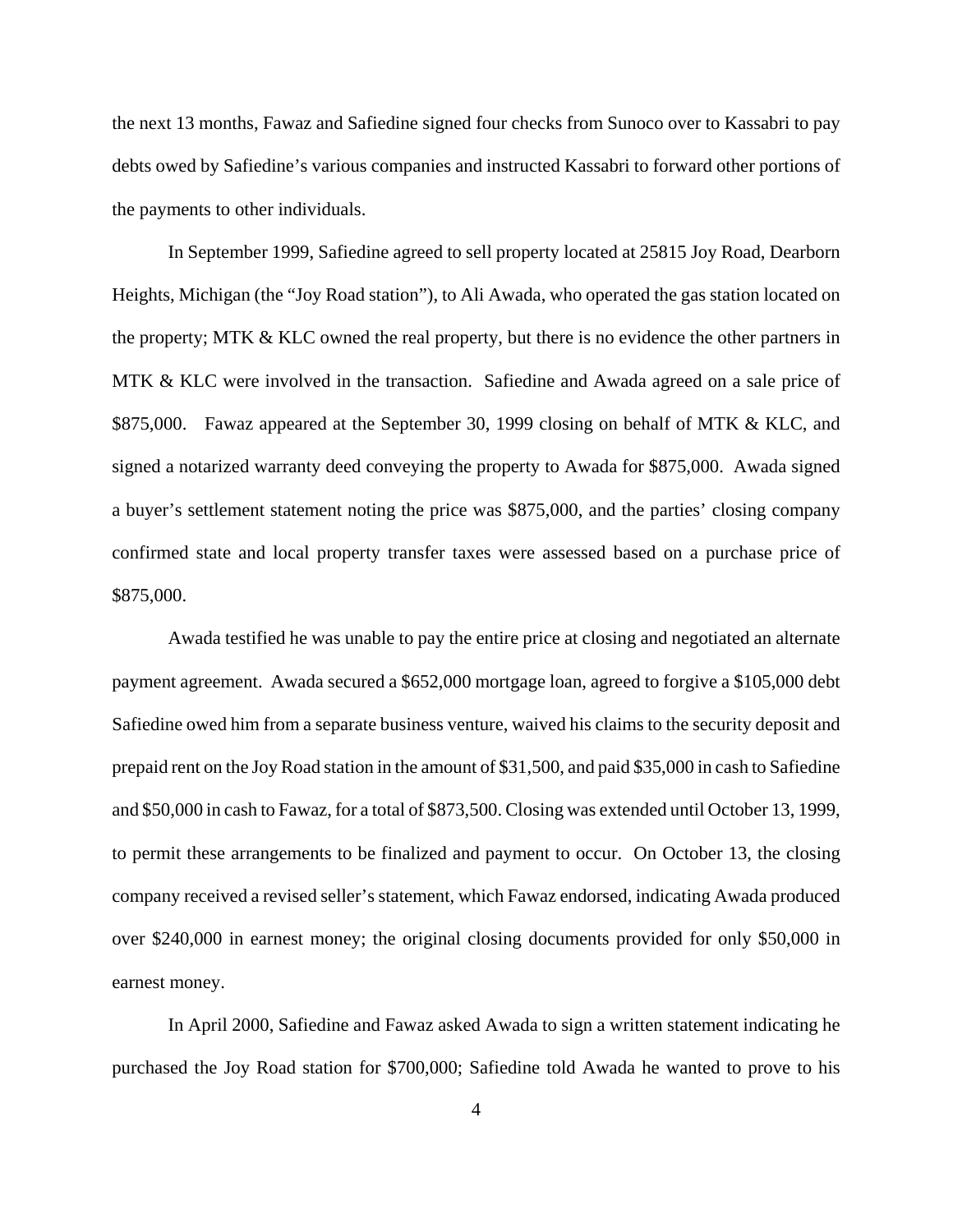the next 13 months, Fawaz and Safiedine signed four checks from Sunoco over to Kassabri to pay debts owed by Safiedine's various companies and instructed Kassabri to forward other portions of the payments to other individuals.

In September 1999, Safiedine agreed to sell property located at 25815 Joy Road, Dearborn Heights, Michigan (the "Joy Road station"), to Ali Awada, who operated the gas station located on the property; MTK & KLC owned the real property, but there is no evidence the other partners in MTK & KLC were involved in the transaction. Safiedine and Awada agreed on a sale price of $875,000. Fawaz appeared at the September 30, 1999 closing on behalf of MTK & KLC, and signed a notarized warranty deed conveying the property to Awada for $875,000. Awada signed a buyer's settlement statement noting the price was $875,000, and the parties' closing company confirmed state and local property transfer taxes were assessed based on a purchase price of $875,000.

Awada testified he was unable to pay the entire price at closing and negotiated an alternate payment agreement. Awada secured a $652,000 mortgage loan, agreed to forgive a $105,000 debt Safiedine owed him from a separate business venture, waived his claims to the security deposit and prepaid rent on the Joy Road station in the amount of $31,500, and paid $35,000 in cash to Safiedine and $50,000 in cash to Fawaz, for a total of $873,500. Closing was extended until October 13, 1999, to permit these arrangements to be finalized and payment to occur. On October 13, the closing company received a revised seller's statement, which Fawaz endorsed, indicating Awada produced over $240,000 in earnest money; the original closing documents provided for only $50,000 in earnest money.

In April 2000, Safiedine and Fawaz asked Awada to sign a written statement indicating he purchased the Joy Road station for $700,000; Safiedine told Awada he wanted to prove to his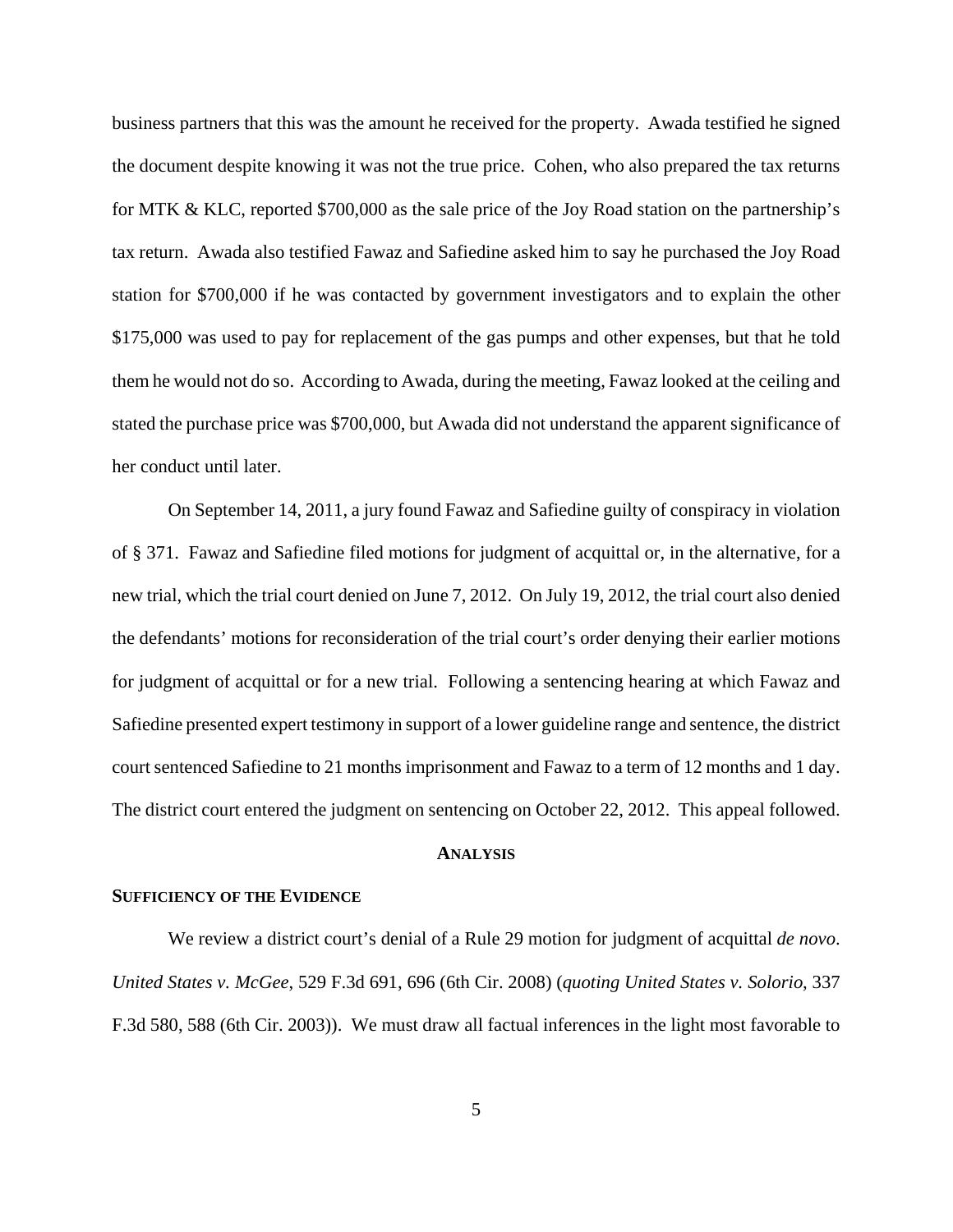business partners that this was the amount he received for the property. Awada testified he signed the document despite knowing it was not the true price. Cohen, who also prepared the tax returns for MTK & KLC, reported $700,000 as the sale price of the Joy Road station on the partnership's tax return. Awada also testified Fawaz and Safiedine asked him to say he purchased the Joy Road station for $700,000 if he was contacted by government investigators and to explain the other $175,000 was used to pay for replacement of the gas pumps and other expenses, but that he told them he would not do so. According to Awada, during the meeting, Fawaz looked at the ceiling and stated the purchase price was $700,000, but Awada did not understand the apparent significance of her conduct until later.

On September 14, 2011, a jury found Fawaz and Safiedine guilty of conspiracy in violation of § 371. Fawaz and Safiedine filed motions for judgment of acquittal or, in the alternative, for a new trial, which the trial court denied on June 7, 2012. On July 19, 2012, the trial court also denied the defendants' motions for reconsideration of the trial court's order denying their earlier motions for judgment of acquittal or for a new trial. Following a sentencing hearing at which Fawaz and Safiedine presented expert testimony in support of a lower guideline range and sentence, the district court sentenced Safiedine to 21 months imprisonment and Fawaz to a term of 12 months and 1 day. The district court entered the judgment on sentencing on October 22, 2012. This appeal followed.

## ANALYSIS

### SUFFICIENCY OF THE EVIDENCE

We review a district court's denial of a Rule 29 motion for judgment of acquittal *de novo*. *United States v. McGee*, 529 F.3d 691, 696 (6th Cir. 2008) (*quoting United States v. Solorio*, 337 F.3d 580, 588 (6th Cir. 2003)). We must draw all factual inferences in the light most favorable to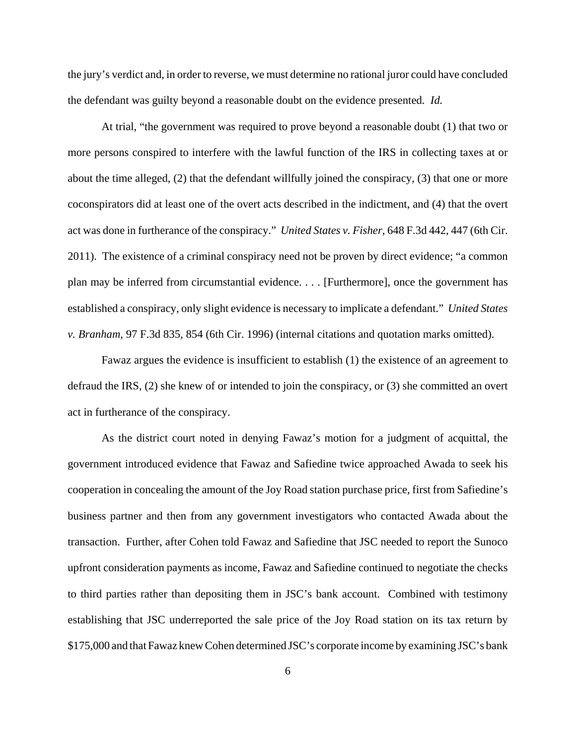the jury's verdict and, in order to reverse, we must determine no rational juror could have concluded the defendant was guilty beyond a reasonable doubt on the evidence presented. *Id.*

At trial, "the government was required to prove beyond a reasonable doubt (1) that two or more persons conspired to interfere with the lawful function of the IRS in collecting taxes at or about the time alleged, (2) that the defendant willfully joined the conspiracy, (3) that one or more coconspirators did at least one of the overt acts described in the indictment, and (4) that the overt act was done in furtherance of the conspiracy." *United States v. Fisher*, 648 F.3d 442, 447 (6th Cir. 2011). The existence of a criminal conspiracy need not be proven by direct evidence; "a common plan may be inferred from circumstantial evidence. . . . [Furthermore], once the government has established a conspiracy, only slight evidence is necessary to implicate a defendant." *United States v. Branham*, 97 F.3d 835, 854 (6th Cir. 1996) (internal citations and quotation marks omitted).

Fawaz argues the evidence is insufficient to establish (1) the existence of an agreement to defraud the IRS, (2) she knew of or intended to join the conspiracy, or (3) she committed an overt act in furtherance of the conspiracy.

As the district court noted in denying Fawaz's motion for a judgment of acquittal, the government introduced evidence that Fawaz and Safiedine twice approached Awada to seek his cooperation in concealing the amount of the Joy Road station purchase price, first from Safiedine's business partner and then from any government investigators who contacted Awada about the transaction. Further, after Cohen told Fawaz and Safiedine that JSC needed to report the Sunoco upfront consideration payments as income, Fawaz and Safiedine continued to negotiate the checks to third parties rather than depositing them in JSC's bank account. Combined with testimony establishing that JSC underreported the sale price of the Joy Road station on its tax return by $175,000 and that Fawaz knew Cohen determined JSC's corporate income by examining JSC's bank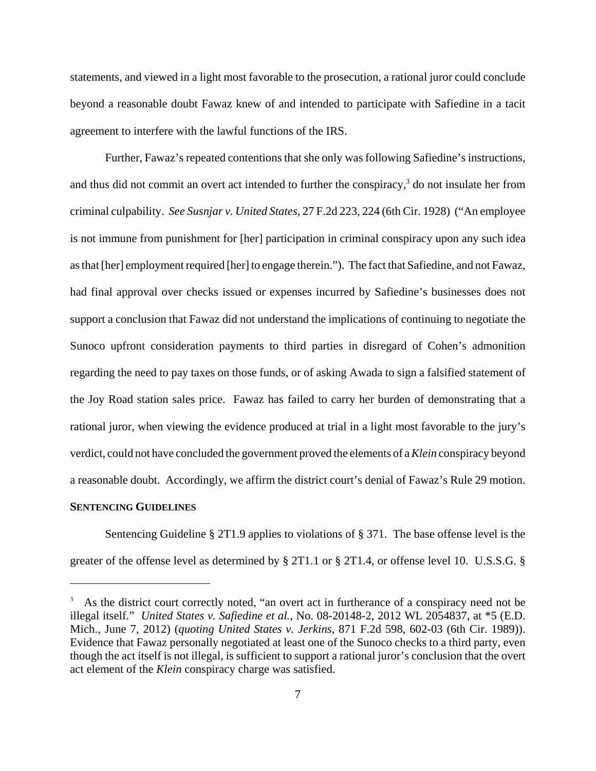statements, and viewed in a light most favorable to the prosecution, a rational juror could conclude beyond a reasonable doubt Fawaz knew of and intended to participate with Safiedine in a tacit agreement to interfere with the lawful functions of the IRS.

Further, Fawaz's repeated contentions that she only was following Safiedine's instructions, and thus did not commit an overt act intended to further the conspiracy,[3] do not insulate her from criminal culpability. *See Susnjar v. United States*, 27 F.2d 223, 224 (6th Cir. 1928) ("An employee is not immune from punishment for [her] participation in criminal conspiracy upon any such idea as that [her] employment required [her] to engage therein."). The fact that Safiedine, and not Fawaz, had final approval over checks issued or expenses incurred by Safiedine's businesses does not support a conclusion that Fawaz did not understand the implications of continuing to negotiate the Sunoco upfront consideration payments to third parties in disregard of Cohen's admonition regarding the need to pay taxes on those funds, or of asking Awada to sign a falsified statement of the Joy Road station sales price. Fawaz has failed to carry her burden of demonstrating that a rational juror, when viewing the evidence produced at trial in a light most favorable to the jury's verdict, could not have concluded the government proved the elements of a *Klein* conspiracy beyond a reasonable doubt. Accordingly, we affirm the district court's denial of Fawaz's Rule 29 motion.

**SENTENCING GUIDELINES**

Sentencing Guideline § 2T1.9 applies to violations of § 371. The base offense level is the greater of the offense level as determined by § 2T1.1 or § 2T1.4, or offense level 10. U.S.S.G. §

---

[3] As the district court correctly noted, "an overt act in furtherance of a conspiracy need not be illegal itself." *United States v. Safiedine et al.*, No. 08-20148-2, 2012 WL 2054837, at *5 (E.D. Mich., June 7, 2012) (*quoting United States v. Jerkins*, 871 F.2d 598, 602-03 (6th Cir. 1989)). Evidence that Fawaz personally negotiated at least one of the Sunoco checks to a third party, even though the act itself is not illegal, is sufficient to support a rational juror's conclusion that the overt act element of the *Klein* conspiracy charge was satisfied.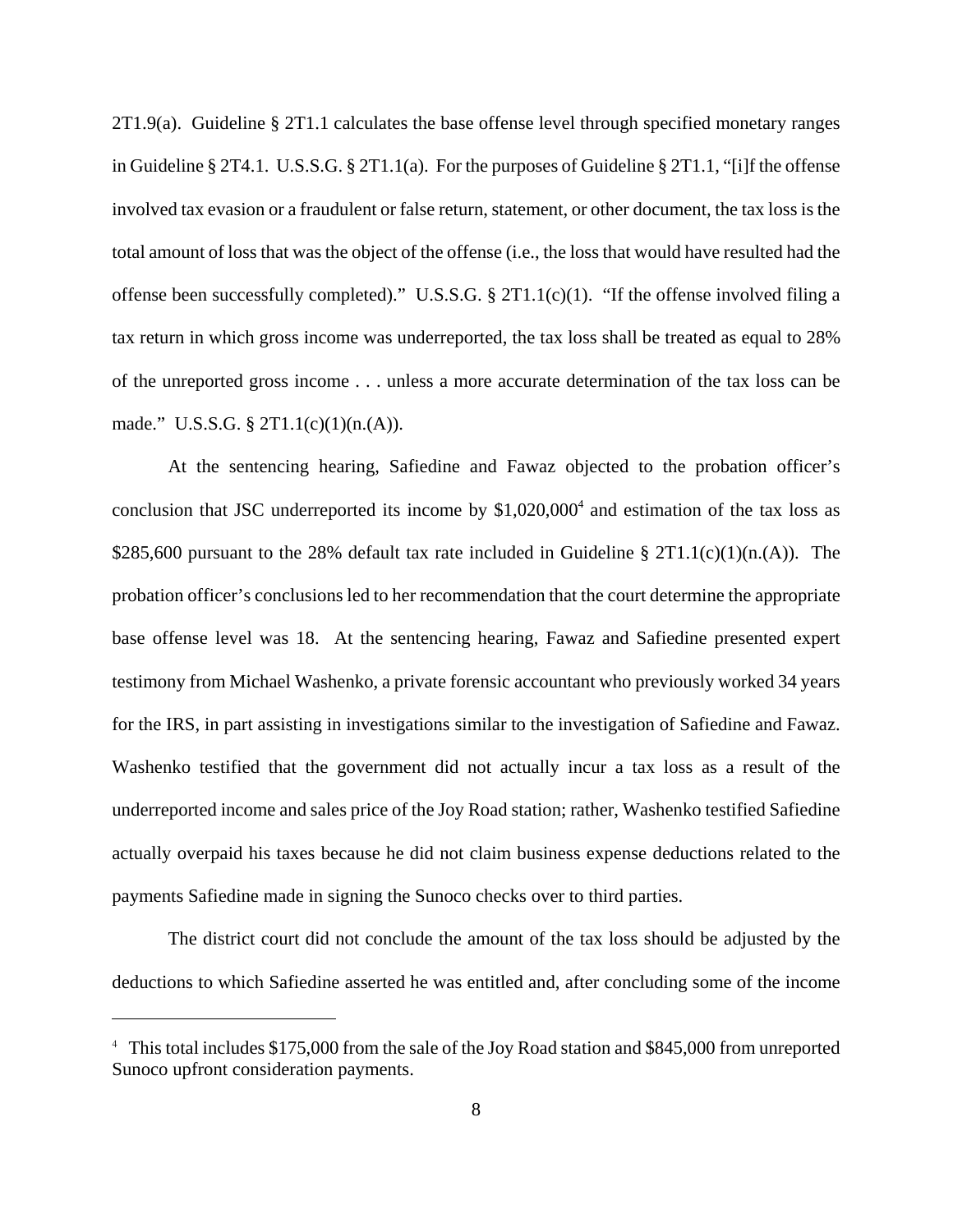2T1.9(a). Guideline § 2T1.1 calculates the base offense level through specified monetary ranges in Guideline § 2T4.1. U.S.S.G. § 2T1.1(a). For the purposes of Guideline § 2T1.1, "[i]f the offense involved tax evasion or a fraudulent or false return, statement, or other document, the tax loss is the total amount of loss that was the object of the offense (i.e., the loss that would have resulted had the offense been successfully completed)." U.S.S.G. § 2T1.1(c)(1). "If the offense involved filing a tax return in which gross income was underreported, the tax loss shall be treated as equal to 28% of the unreported gross income . . . unless a more accurate determination of the tax loss can be made." U.S.S.G. § 2T1.1(c)(1)(n.(A)).

At the sentencing hearing, Safiedine and Fawaz objected to the probation officer's conclusion that JSC underreported its income by $1,020,000[4] and estimation of the tax loss as $285,600 pursuant to the 28% default tax rate included in Guideline § 2T1.1(c)(1)(n.(A)). The probation officer's conclusions led to her recommendation that the court determine the appropriate base offense level was 18. At the sentencing hearing, Fawaz and Safiedine presented expert testimony from Michael Washenko, a private forensic accountant who previously worked 34 years for the IRS, in part assisting in investigations similar to the investigation of Safiedine and Fawaz. Washenko testified that the government did not actually incur a tax loss as a result of the underreported income and sales price of the Joy Road station; rather, Washenko testified Safiedine actually overpaid his taxes because he did not claim business expense deductions related to the payments Safiedine made in signing the Sunoco checks over to third parties.

The district court did not conclude the amount of the tax loss should be adjusted by the deductions to which Safiedine asserted he was entitled and, after concluding some of the income

---

[4] This total includes $175,000 from the sale of the Joy Road station and $845,000 from unreported Sunoco upfront consideration payments.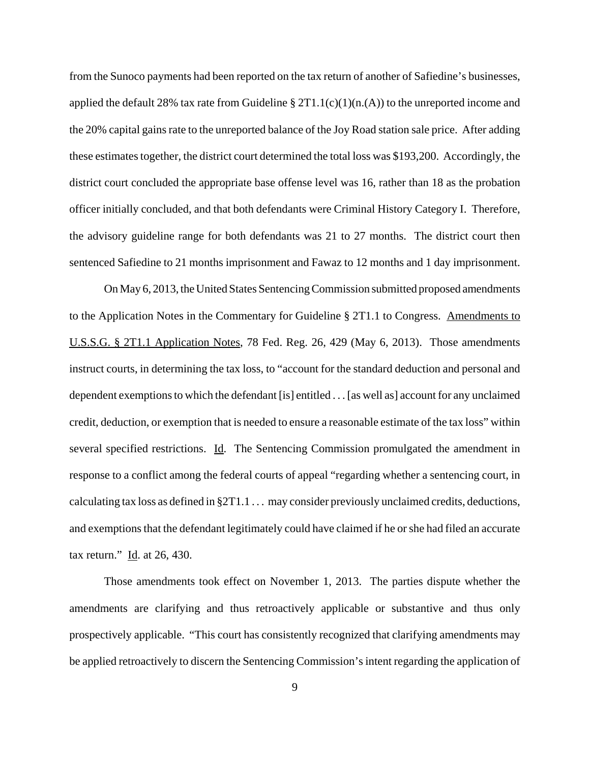from the Sunoco payments had been reported on the tax return of another of Safiedine's businesses, applied the default 28% tax rate from Guideline § 2T1.1(c)(1)(n.(A)) to the unreported income and the 20% capital gains rate to the unreported balance of the Joy Road station sale price. After adding these estimates together, the district court determined the total loss was $193,200. Accordingly, the district court concluded the appropriate base offense level was 16, rather than 18 as the probation officer initially concluded, and that both defendants were Criminal History Category I. Therefore, the advisory guideline range for both defendants was 21 to 27 months. The district court then sentenced Safiedine to 21 months imprisonment and Fawaz to 12 months and 1 day imprisonment.

On May 6, 2013, the United States Sentencing Commission submitted proposed amendments to the Application Notes in the Commentary for Guideline § 2T1.1 to Congress. Amendments to U.S.S.G. § 2T1.1 Application Notes, 78 Fed. Reg. 26, 429 (May 6, 2013). Those amendments instruct courts, in determining the tax loss, to "account for the standard deduction and personal and dependent exemptions to which the defendant [is] entitled . . . [as well as] account for any unclaimed credit, deduction, or exemption that is needed to ensure a reasonable estimate of the tax loss" within several specified restrictions. Id. The Sentencing Commission promulgated the amendment in response to a conflict among the federal courts of appeal "regarding whether a sentencing court, in calculating tax loss as defined in §2T1.1 . . . may consider previously unclaimed credits, deductions, and exemptions that the defendant legitimately could have claimed if he or she had filed an accurate tax return." Id. at 26, 430.

Those amendments took effect on November 1, 2013. The parties dispute whether the amendments are clarifying and thus retroactively applicable or substantive and thus only prospectively applicable. "This court has consistently recognized that clarifying amendments may be applied retroactively to discern the Sentencing Commission's intent regarding the application of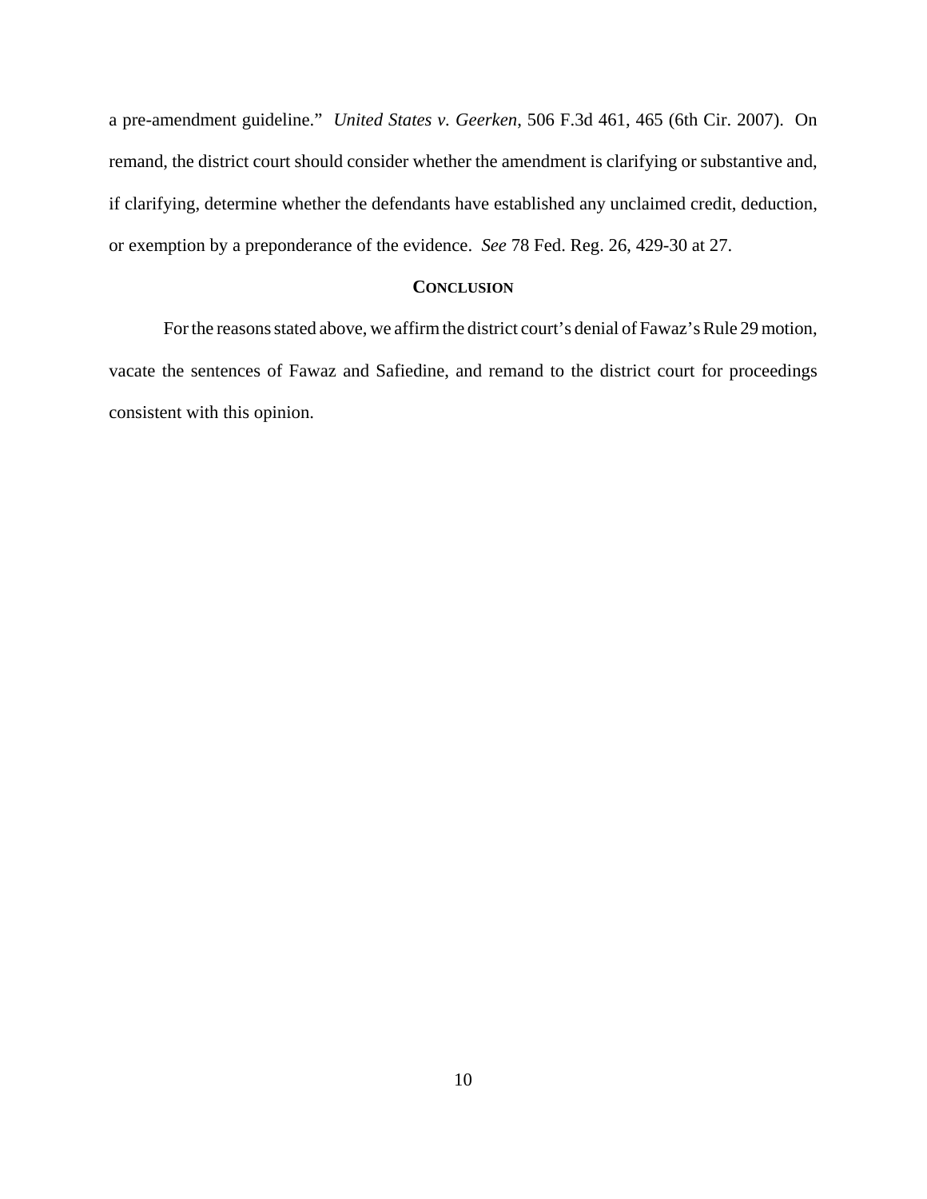a pre-amendment guideline." *United States v. Geerken*, 506 F.3d 461, 465 (6th Cir. 2007). On remand, the district court should consider whether the amendment is clarifying or substantive and, if clarifying, determine whether the defendants have established any unclaimed credit, deduction, or exemption by a preponderance of the evidence. *See* 78 Fed. Reg. 26, 429-30 at 27.

## CONCLUSION

For the reasons stated above, we affirm the district court's denial of Fawaz's Rule 29 motion, vacate the sentences of Fawaz and Safiedine, and remand to the district court for proceedings consistent with this opinion.